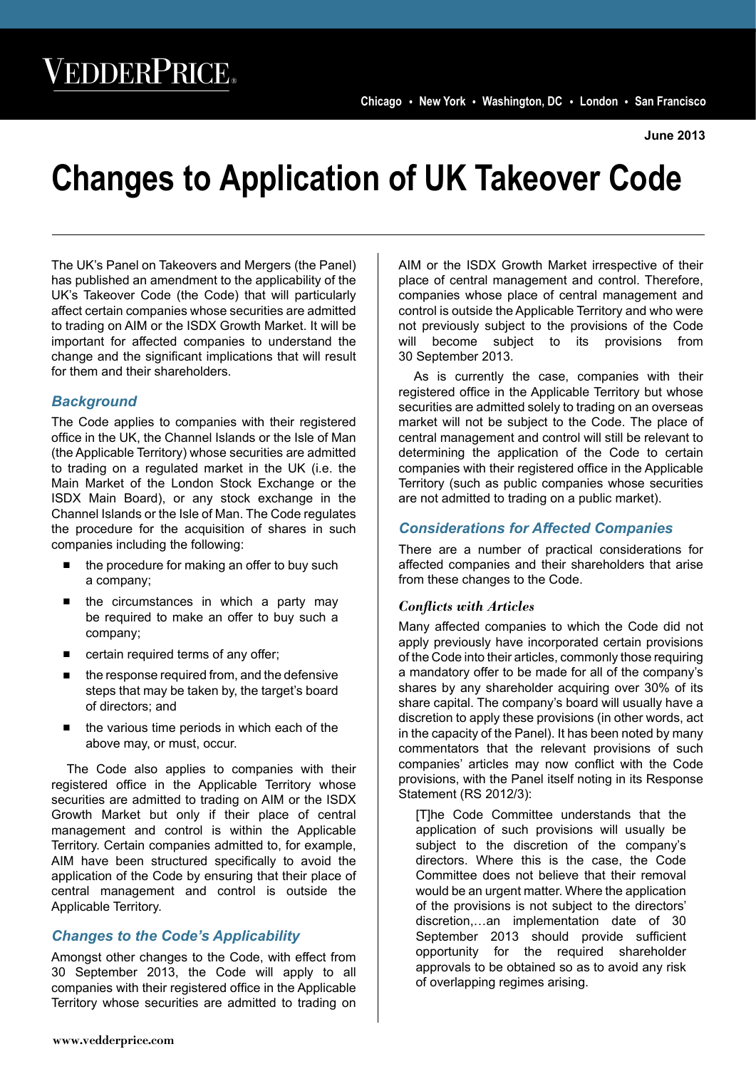June 2013

# Changes to Application of UK Takeover Code

The UK's Panel on Takeovers and Mergers (the Panel) has published an amendment to the applicability of the UK's Takeover Code (the Code) that will particularly affect certain companies whose securities are admitted to trading on AIM or the ISDX Growth Market. It will be important for affected companies to understand the change and the significant implications that will result for them and their shareholders.

## *Background*

The Code applies to companies with their registered office in the UK, the Channel Islands or the Isle of Man (the Applicable Territory) whose securities are admitted to trading on a regulated market in the UK (i.e. the Main Market of the London Stock Exchange or the ISDX Main Board), or any stock exchange in the Channel Islands or the Isle of Man. The Code regulates the procedure for the acquisition of shares in such companies including the following:

- the procedure for making an offer to buy such a company;
- the circumstances in which a party may be required to make an offer to buy such a company;
- certain required terms of any offer;
- the response required from, and the defensive steps that may be taken by, the target's board of directors; and
- the various time periods in which each of the above may, or must, occur.

The Code also applies to companies with their registered office in the Applicable Territory whose securities are admitted to trading on AIM or the ISDX Growth Market but only if their place of central management and control is within the Applicable Territory. Certain companies admitted to, for example, AIM have been structured specifically to avoid the application of the Code by ensuring that their place of central management and control is outside the Applicable Territory.

## *Changes to the Code's Applicability*

Amongst other changes to the Code, with effect from 30 September 2013, the Code will apply to all companies with their registered office in the Applicable Territory whose securities are admitted to trading on AIM or the ISDX Growth Market irrespective of their place of central management and control. Therefore, companies whose place of central management and control is outside the Applicable Territory and who were not previously subject to the provisions of the Code will become subject to its provisions from 30 September 2013.

As is currently the case, companies with their registered office in the Applicable Territory but whose securities are admitted solely to trading on an overseas market will not be subject to the Code. The place of central management and control will still be relevant to determining the application of the Code to certain companies with their registered office in the Applicable Territory (such as public companies whose securities are not admitted to trading on a public market).

## *Considerations for Affected Companies*

There are a number of practical considerations for affected companies and their shareholders that arise from these changes to the Code.

### *Conflicts with Articles*

Many affected companies to which the Code did not apply previously have incorporated certain provisions of the Code into their articles, commonly those requiring a mandatory offer to be made for all of the company's shares by any shareholder acquiring over 30% of its share capital. The company's board will usually have a discretion to apply these provisions (in other words, act in the capacity of the Panel). It has been noted by many commentators that the relevant provisions of such companies' articles may now conflict with the Code provisions, with the Panel itself noting in its Response Statement (RS 2012/3):

> [T]he Code Committee understands that the application of such provisions will usually be subject to the discretion of the company's directors. Where this is the case, the Code Committee does not believe that their removal would be an urgent matter. Where the application of the provisions is not subject to the directors' discretion,…an implementation date of 30 September 2013 should provide sufficient opportunity for the required shareholder approvals to be obtained so as to avoid any risk of overlapping regimes arising.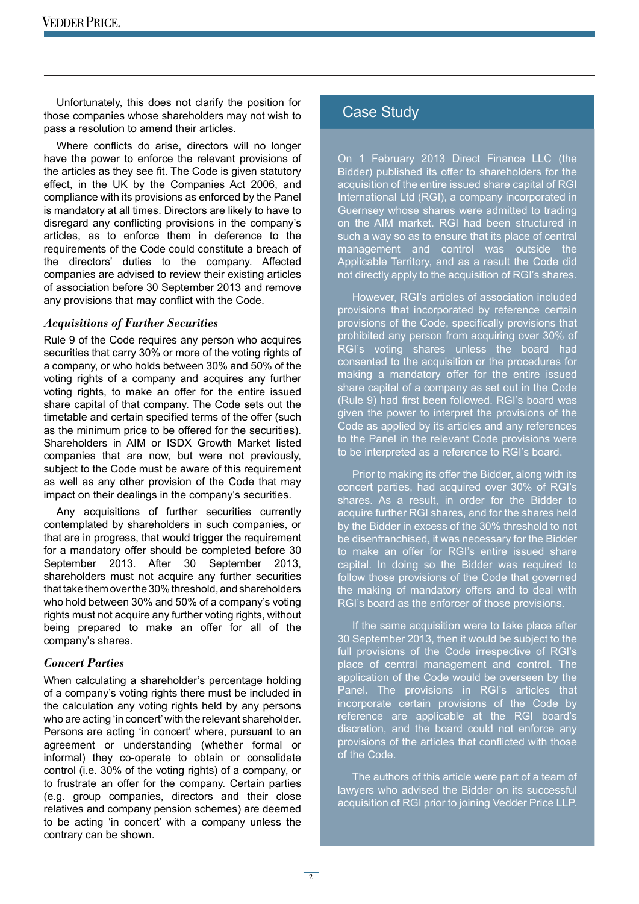Unfortunately, this does not clarify the position for those companies whose shareholders may not wish to pass a resolution to amend their articles.

Where conflicts do arise, directors will no longer have the power to enforce the relevant provisions of the articles as they see fit. The Code is given statutory effect, in the UK by the Companies Act 2006, and compliance with its provisions as enforced by the Panel is mandatory at all times. Directors are likely to have to disregard any conflicting provisions in the company's articles, as to enforce them in deference to the requirements of the Code could constitute a breach of the directors' duties to the company. Affected companies are advised to review their existing articles of association before 30 September 2013 and remove any provisions that may conflict with the Code.

### *Acquisitions of Further Securities*

Rule 9 of the Code requires any person who acquires securities that carry 30% or more of the voting rights of a company, or who holds between 30% and 50% of the voting rights of a company and acquires any further voting rights, to make an offer for the entire issued share capital of that company. The Code sets out the timetable and certain specified terms of the offer (such as the minimum price to be offered for the securities). Shareholders in AIM or ISDX Growth Market listed companies that are now, but were not previously, subject to the Code must be aware of this requirement as well as any other provision of the Code that may impact on their dealings in the company's securities.

Any acquisitions of further securities currently contemplated by shareholders in such companies, or that are in progress, that would trigger the requirement for a mandatory offer should be completed before 30 September 2013. After 30 September 2013, shareholders must not acquire any further securities that take them over the 30% threshold, and shareholders who hold between 30% and 50% of a company's voting rights must not acquire any further voting rights, without being prepared to make an offer for all of the company's shares.

### *Concert Parties*

When calculating a shareholder's percentage holding of a company's voting rights there must be included in the calculation any voting rights held by any persons who are acting 'in concert' with the relevant shareholder. Persons are acting 'in concert' where, pursuant to an agreement or understanding (whether formal or informal) they co-operate to obtain or consolidate control (i.e. 30% of the voting rights) of a company, or to frustrate an offer for the company. Certain parties (e.g. group companies, directors and their close relatives and company pension schemes) are deemed to be acting 'in concert' with a company unless the contrary can be shown.

## Case Study

On 1 February 2013 Direct Finance LLC (the Bidder) published its offer to shareholders for the acquisition of the entire issued share capital of RGI International Ltd (RGI), a company incorporated in Guernsey whose shares were admitted to trading on the AIM market. RGI had been structured in such a way so as to ensure that its place of central management and control was outside the Applicable Territory, and as a result the Code did not directly apply to the acquisition of RGI's shares.

However, RGI's articles of association included provisions that incorporated by reference certain provisions of the Code, specifically provisions that prohibited any person from acquiring over 30% of RGI's voting shares unless the board had consented to the acquisition or the procedures for making a mandatory offer for the entire issued share capital of a company as set out in the Code (Rule 9) had first been followed. RGI's board was given the power to interpret the provisions of the Code as applied by its articles and any references to the Panel in the relevant Code provisions were to be interpreted as a reference to RGI's board.

Prior to making its offer the Bidder, along with its concert parties, had acquired over 30% of RGI's shares. As a result, in order for the Bidder to acquire further RGI shares, and for the shares held by the Bidder in excess of the 30% threshold to not be disenfranchised, it was necessary for the Bidder to make an offer for RGI's entire issued share capital. In doing so the Bidder was required to follow those provisions of the Code that governed the making of mandatory offers and to deal with RGI's board as the enforcer of those provisions.

If the same acquisition were to take place after 30 September 2013, then it would be subject to the full provisions of the Code irrespective of RGI's place of central management and control. The application of the Code would be overseen by the Panel. The provisions in RGI's articles that incorporate certain provisions of the Code by reference are applicable at the RGI board's discretion, and the board could not enforce any provisions of the articles that conflicted with those of the Code.

The authors of this article were part of a team of lawyers who advised the Bidder on its successful acquisition of RGI prior to joining Vedder Price LLP.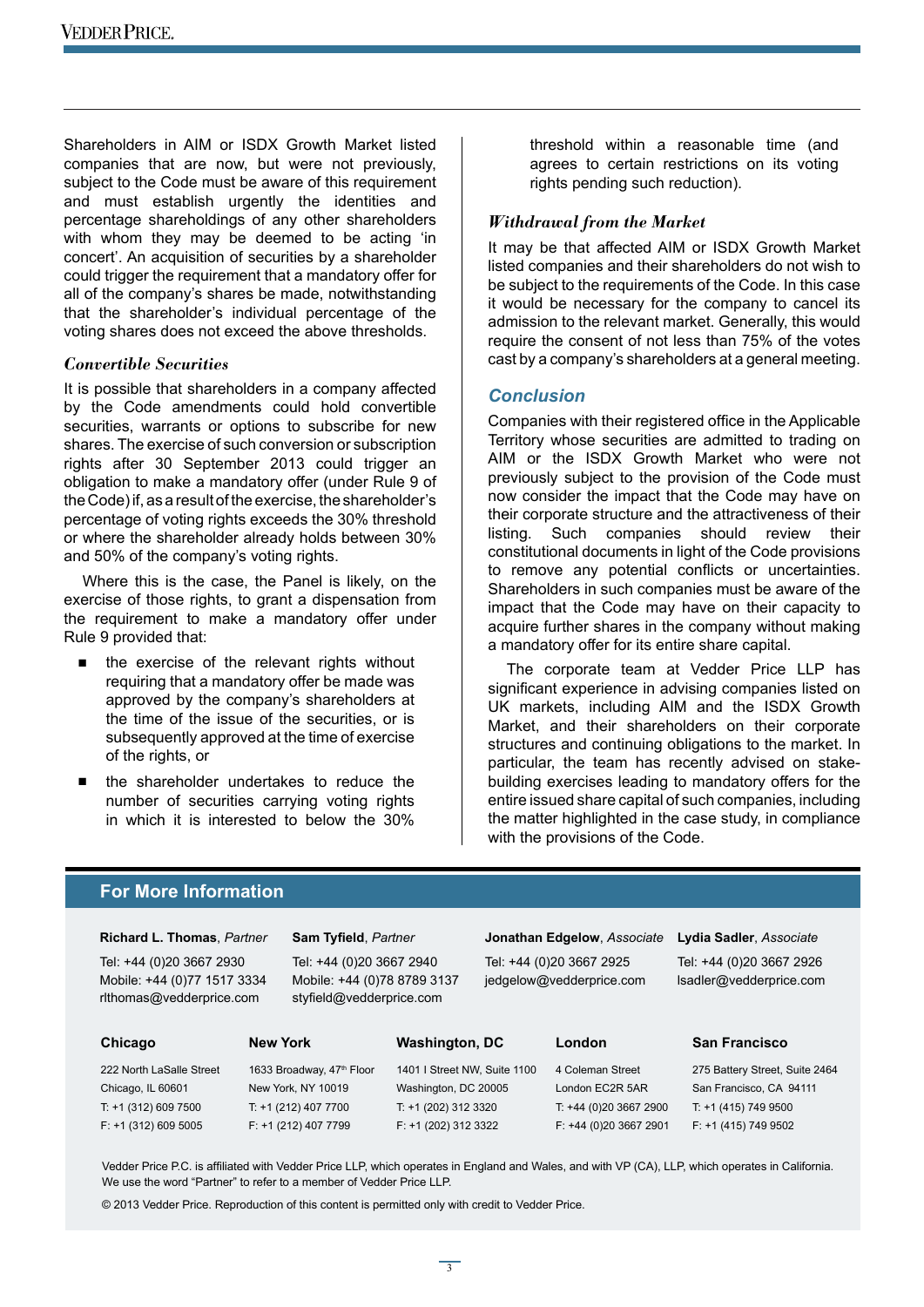Shareholders in AIM or ISDX Growth Market listed companies that are now, but were not previously, subject to the Code must be aware of this requirement and must establish urgently the identities and percentage shareholdings of any other shareholders with whom they may be deemed to be acting 'in concert'. An acquisition of securities by a shareholder could trigger the requirement that a mandatory offer for all of the company's shares be made, notwithstanding that the shareholder's individual percentage of the voting shares does not exceed the above thresholds.

### *Convertible Securities*

It is possible that shareholders in a company affected by the Code amendments could hold convertible securities, warrants or options to subscribe for new shares. The exercise of such conversion or subscription rights after 30 September 2013 could trigger an obligation to make a mandatory offer (under Rule 9 of the Code) if, as a result of the exercise, the shareholder's percentage of voting rights exceeds the 30% threshold or where the shareholder already holds between 30% and 50% of the company's voting rights.

Where this is the case, the Panel is likely, on the exercise of those rights, to grant a dispensation from the requirement to make a mandatory offer under Rule 9 provided that:

- the exercise of the relevant rights without requiring that a mandatory offer be made was approved by the company's shareholders at the time of the issue of the securities, or is subsequently approved at the time of exercise of the rights, or
- the shareholder undertakes to reduce the number of securities carrying voting rights in which it is interested to below the 30% threshold within a reasonable time (and agrees to certain restrictions on its voting rights pending such reduction).

### *Withdrawal from the Market*

It may be that affected AIM or ISDX Growth Market listed companies and their shareholders do not wish to be subject to the requirements of the Code. In this case it would be necessary for the company to cancel its admission to the relevant market. Generally, this would require the consent of not less than 75% of the votes cast by a company's shareholders at a general meeting.

## *Conclusion*

Companies with their registered office in the Applicable Territory whose securities are admitted to trading on AIM or the ISDX Growth Market who were not previously subject to the provision of the Code must now consider the impact that the Code may have on their corporate structure and the attractiveness of their listing. Such companies should review their constitutional documents in light of the Code provisions to remove any potential conflicts or uncertainties. Shareholders in such companies must be aware of the impact that the Code may have on their capacity to acquire further shares in the company without making a mandatory offer for its entire share capital.

The corporate team at Vedder Price LLP has significant experience in advising companies listed on UK markets, including AIM and the ISDX Growth Market, and their shareholders on their corporate structures and continuing obligations to the market. In particular, the team has recently advised on stake-building exercises leading to mandatory offers for the entire issued share capital of such companies, including the matter highlighted in the case study, in compliance with the provisions of the Code.

## For More Information

**Richard L. Thomas**, *Partner*
Tel: +44 (0)20 3667 2930
Mobile: +44 (0)77 1517 3334
rlthomas@vedderprice.com

**Sam Tyfield**, *Partner*
Tel: +44 (0)20 3667 2940
Mobile: +44 (0)78 8789 3137
styfield@vedderprice.com

**Jonathan Edgelow**, *Associate*
Tel: +44 (0)20 3667 2925
jedgelow@vedderprice.com

**Lydia Sadler**, *Associate*
Tel: +44 (0)20 3667 2926
lsadler@vedderprice.com

| Chicago | New York | Washington, DC | London | San Francisco |
|---|---|---|---|---|
| 222 North LaSalle Street | 1633 Broadway, 47th Floor | 1401 I Street NW, Suite 1100 | 4 Coleman Street | 275 Battery Street, Suite 2464 |
| Chicago, IL 60601 | New York, NY 10019 | Washington, DC 20005 | London EC2R 5AR | San Francisco, CA 94111 |
| T: +1 (312) 609 7500 | T: +1 (212) 407 7700 | T: +1 (202) 312 3320 | T: +44 (0)20 3667 2900 | T: +1 (415) 749 9500 |
| F: +1 (312) 609 5005 | F: +1 (212) 407 7799 | F: +1 (202) 312 3322 | F: +44 (0)20 3667 2901 | F: +1 (415) 749 9502 |

Vedder Price P.C. is affiliated with Vedder Price LLP, which operates in England and Wales, and with VP (CA), LLP, which operates in California. We use the word "Partner" to refer to a member of Vedder Price LLP.

© 2013 Vedder Price. Reproduction of this content is permitted only with credit to Vedder Price.